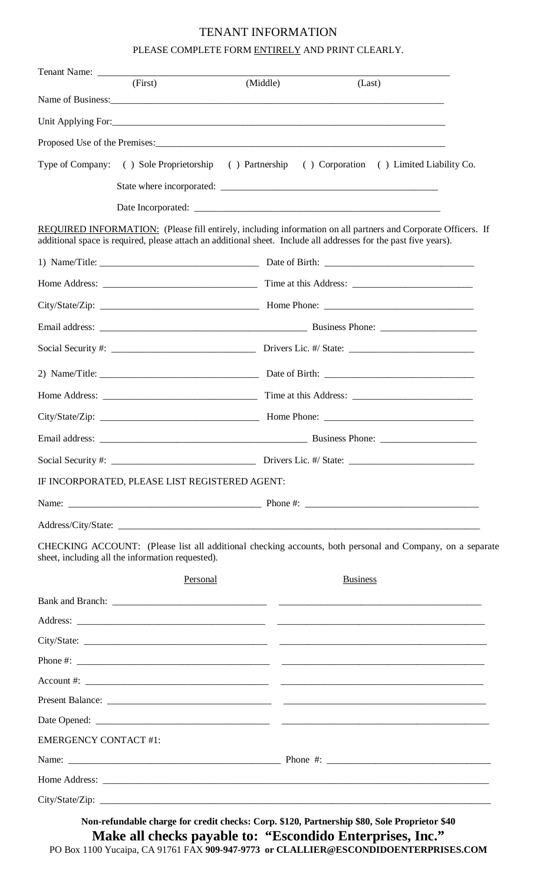# TENANT INFORMATION

PLEASE COMPLETE FORM <u>ENTIRELY</u> AND PRINT CLEARLY.

Tenant Name: ______________________________________________________________
(First) (Middle) (Last)

Name of Business: ______________________________________________________________

Unit Applying For: ______________________________________________________________

Proposed Use of the Premises: ______________________________________________________________

Type of Company: ( ) Sole Proprietorship ( ) Partnership ( ) Corporation ( ) Limited Liability Co.

State where incorporated: ____________________________________________

Date Incorporated: ____________________________________________

<u>REQUIRED INFORMATION:</u> (Please fill entirely, including information on all partners and Corporate Officers. If additional space is required, please attach an additional sheet. Include all addresses for the past five years).

1) Name/Title: ______________________________ Date of Birth: ______________________________

Home Address: ______________________________ Time at this Address: ______________________________

City/State/Zip: ______________________________ Home Phone: ______________________________

Email address: ______________________________ Business Phone: ______________________________

Social Security #: ______________________________ Drivers Lic. #/ State: ______________________________

2) Name/Title: ______________________________ Date of Birth: ______________________________

Home Address: ______________________________ Time at this Address: ______________________________

City/State/Zip: ______________________________ Home Phone: ______________________________

Email address: ______________________________ Business Phone: ______________________________

Social Security #: ______________________________ Drivers Lic. #/ State: ______________________________

IF INCORPORATED, PLEASE LIST REGISTERED AGENT:

Name: ______________________________ Phone #: ______________________________

Address/City/State: ______________________________________________________________

CHECKING ACCOUNT: (Please list all additional checking accounts, both personal and Company, on a separate sheet, including all the information requested).

| | <u>Personal</u> | <u>Business</u> |
|---|---|---|
| Bank and Branch: | ______________________________ | ______________________________ |
| Address: | ______________________________ | ______________________________ |
| City/State: | ______________________________ | ______________________________ |
| Phone #: | ______________________________ | ______________________________ |
| Account #: | ______________________________ | ______________________________ |
| Present Balance: | ______________________________ | ______________________________ |
| Date Opened: | ______________________________ | ______________________________ |

EMERGENCY CONTACT #1:

Name: ______________________________ Phone #: ______________________________

Home Address: ______________________________________________________________

City/State/Zip: ______________________________________________________________

**Non-refundable charge for credit checks: Corp. $120, Partnership $80, Sole Proprietor $40**

**Make all checks payable to: "Escondido Enterprises, Inc."**

PO Box 1100 Yucaipa, CA 91761 FAX **909-947-9773 or CLALLIER@ESCONDIDOENTERPRISES.COM**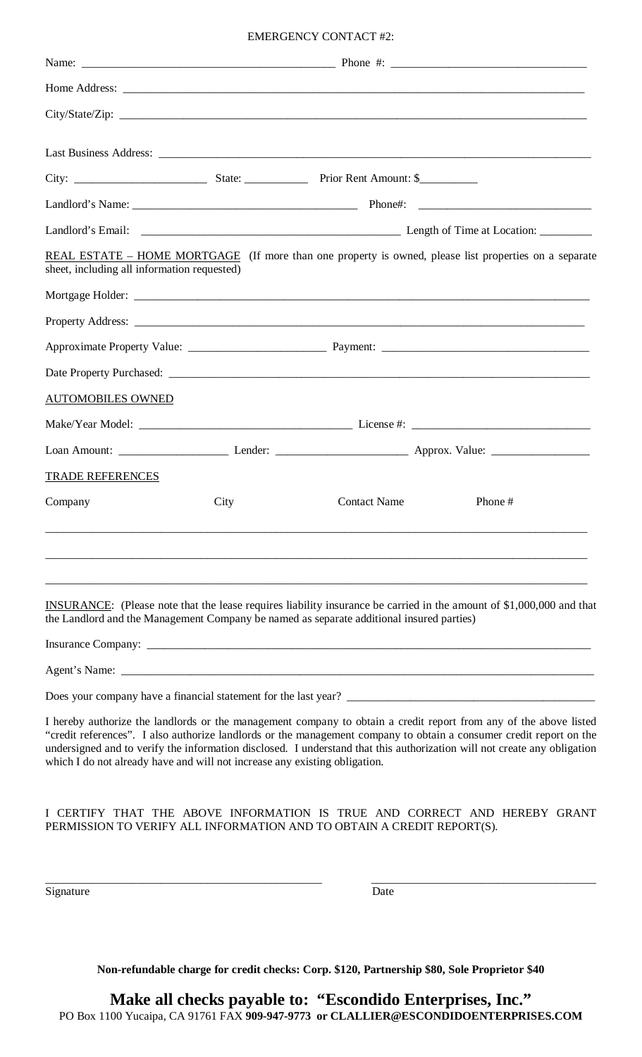EMERGENCY CONTACT #2:

Name: ___________________________________________ Phone #: _________________________________

Home Address: _______________________________________________________________________________

City/State/Zip: ______________________________________________________________________________

Last Business Address: ________________________________________________________________________

City: ______________________ State: ___________ Prior Rent Amount: $__________

Landlord's Name: ______________________________________ Phone#: _____________________________

Landlord's Email: _____________________________________________ Length of Time at Location: _________

REAL ESTATE – HOME MORTGAGE (If more than one property is owned, please list properties on a separate sheet, including all information requested)

Mortgage Holder: _____________________________________________________________________________

Property Address: ____________________________________________________________________________

Approximate Property Value: _______________________ Payment: ___________________________________

Date Property Purchased: ______________________________________________________________________

AUTOMOBILES OWNED

Make/Year Model: ____________________________________ License #: ______________________________

Loan Amount: ___________________ Lender: ______________________ Approx. Value: _________________

TRADE REFERENCES

| Company | City | Contact Name | Phone # |
|---|---|---|---|
| | | | |
| | | | |
| | | | |

INSURANCE: (Please note that the lease requires liability insurance be carried in the amount of $1,000,000 and that the Landlord and the Management Company be named as separate additional insured parties)

Insurance Company: ___________________________________________________________________________

Agent's Name: _______________________________________________________________________________

Does your company have a financial statement for the last year? ___________________________________________

I hereby authorize the landlords or the management company to obtain a credit report from any of the above listed "credit references". I also authorize landlords or the management company to obtain a consumer credit report on the undersigned and to verify the information disclosed. I understand that this authorization will not create any obligation which I do not already have and will not increase any existing obligation.

I CERTIFY THAT THE ABOVE INFORMATION IS TRUE AND CORRECT AND HEREBY GRANT PERMISSION TO VERIFY ALL INFORMATION AND TO OBTAIN A CREDIT REPORT(S).

_______________________________________________ ______________________________________

Signature Date

**Non-refundable charge for credit checks: Corp. $120, Partnership $80, Sole Proprietor $40**

**Make all checks payable to: "Escondido Enterprises, Inc."**

PO Box 1100 Yucaipa, CA 91761 FAX **909-947-9773 or CLALLIER@ESCONDIDOENTERPRISES.COM**